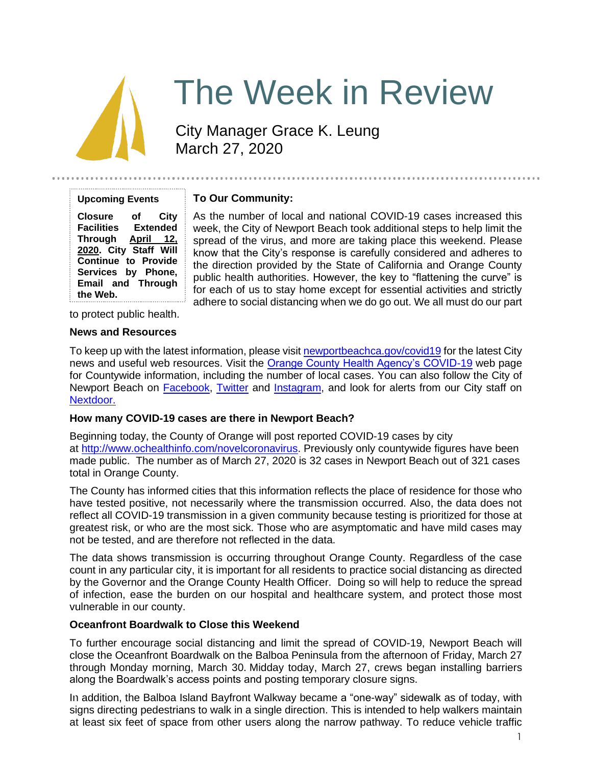# The Week in Review

City Manager Grace K. Leung
March 27, 2020

**Upcoming Events**

**Closure of City Facilities Extended Through <u>April 12, 2020</u>. City Staff Will Continue to Provide Services by Phone, Email and Through the Web.**

**To Our Community:**

As the number of local and national COVID-19 cases increased this week, the City of Newport Beach took additional steps to help limit the spread of the virus, and more are taking place this weekend. Please know that the City's response is carefully considered and adheres to the direction provided by the State of California and Orange County public health authorities. However, the key to "flattening the curve" is for each of us to stay home except for essential activities and strictly adhere to social distancing when we do go out. We all must do our part to protect public health.

**News and Resources**

To keep up with the latest information, please visit [newportbeachca.gov/covid19](newportbeachca.gov/covid19) for the latest City news and useful web resources. Visit the [Orange County Health Agency's COVID-19]() web page for Countywide information, including the number of local cases. You can also follow the City of Newport Beach on [Facebook](), [Twitter]() and [Instagram](), and look for alerts from our City staff on [Nextdoor.]()

**How many COVID-19 cases are there in Newport Beach?**

Beginning today, the County of Orange will post reported COVID-19 cases by city at [http://www.ochealthinfo.com/novelcoronavirus](http://www.ochealthinfo.com/novelcoronavirus). Previously only countywide figures have been made public. The number as of March 27, 2020 is 32 cases in Newport Beach out of 321 cases total in Orange County.

The County has informed cities that this information reflects the place of residence for those who have tested positive, not necessarily where the transmission occurred. Also, the data does not reflect all COVID-19 transmission in a given community because testing is prioritized for those at greatest risk, or who are the most sick. Those who are asymptomatic and have mild cases may not be tested, and are therefore not reflected in the data.

The data shows transmission is occurring throughout Orange County. Regardless of the case count in any particular city, it is important for all residents to practice social distancing as directed by the Governor and the Orange County Health Officer. Doing so will help to reduce the spread of infection, ease the burden on our hospital and healthcare system, and protect those most vulnerable in our county.

**Oceanfront Boardwalk to Close this Weekend**

To further encourage social distancing and limit the spread of COVID-19, Newport Beach will close the Oceanfront Boardwalk on the Balboa Peninsula from the afternoon of Friday, March 27 through Monday morning, March 30. Midday today, March 27, crews began installing barriers along the Boardwalk's access points and posting temporary closure signs.

In addition, the Balboa Island Bayfront Walkway became a "one-way" sidewalk as of today, with signs directing pedestrians to walk in a single direction. This is intended to help walkers maintain at least six feet of space from other users along the narrow pathway. To reduce vehicle traffic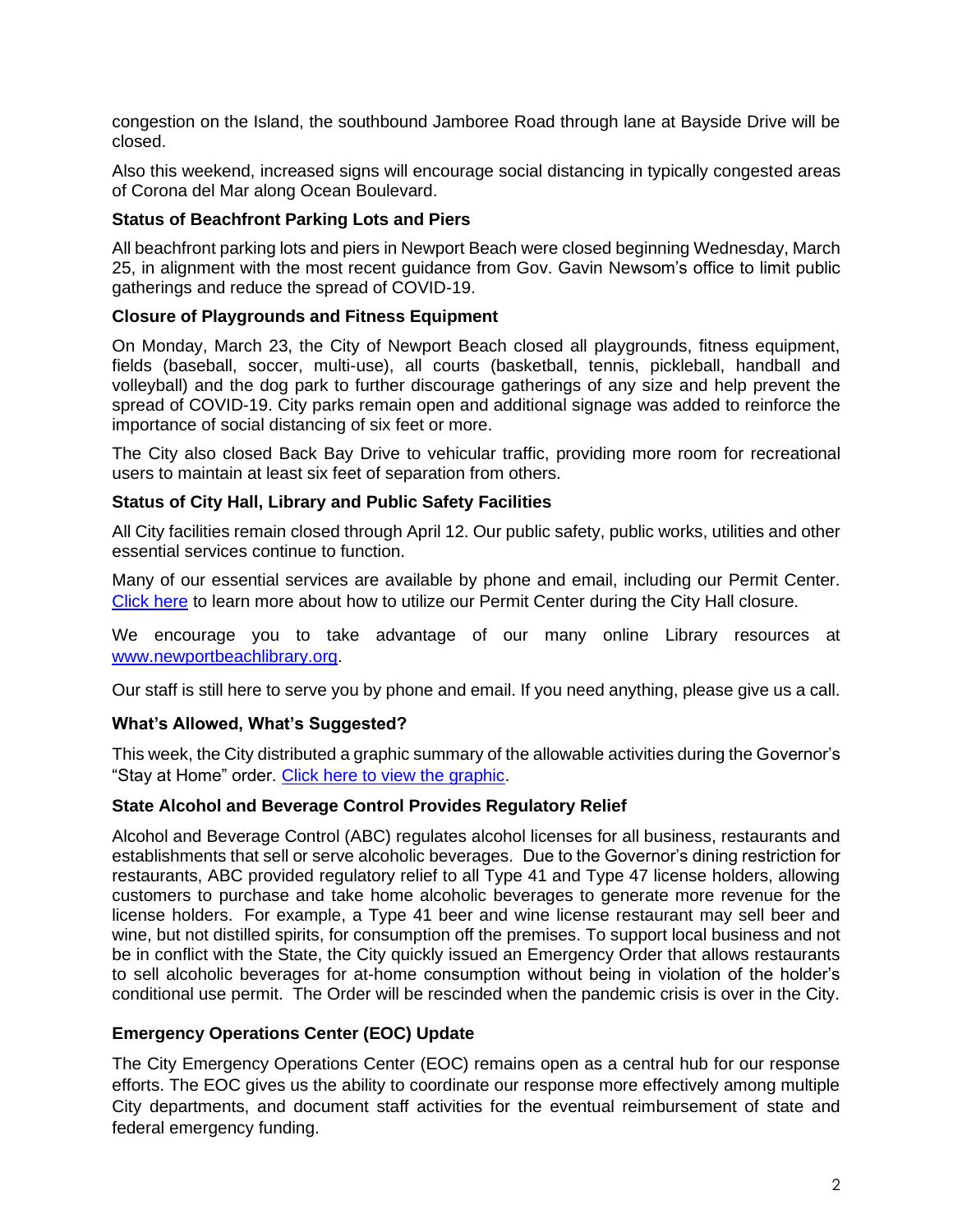congestion on the Island, the southbound Jamboree Road through lane at Bayside Drive will be closed.

Also this weekend, increased signs will encourage social distancing in typically congested areas of Corona del Mar along Ocean Boulevard.

**Status of Beachfront Parking Lots and Piers**

All beachfront parking lots and piers in Newport Beach were closed beginning Wednesday, March 25, in alignment with the most recent guidance from Gov. Gavin Newsom's office to limit public gatherings and reduce the spread of COVID-19.

**Closure of Playgrounds and Fitness Equipment**

On Monday, March 23, the City of Newport Beach closed all playgrounds, fitness equipment, fields (baseball, soccer, multi-use), all courts (basketball, tennis, pickleball, handball and volleyball) and the dog park to further discourage gatherings of any size and help prevent the spread of COVID-19. City parks remain open and additional signage was added to reinforce the importance of social distancing of six feet or more.

The City also closed Back Bay Drive to vehicular traffic, providing more room for recreational users to maintain at least six feet of separation from others.

**Status of City Hall, Library and Public Safety Facilities**

All City facilities remain closed through April 12. Our public safety, public works, utilities and other essential services continue to function.

Many of our essential services are available by phone and email, including our Permit Center. Click here to learn more about how to utilize our Permit Center during the City Hall closure.

We encourage you to take advantage of our many online Library resources at www.newportbeachlibrary.org.

Our staff is still here to serve you by phone and email. If you need anything, please give us a call.

**What's Allowed, What's Suggested?**

This week, the City distributed a graphic summary of the allowable activities during the Governor's "Stay at Home" order. Click here to view the graphic.

**State Alcohol and Beverage Control Provides Regulatory Relief**

Alcohol and Beverage Control (ABC) regulates alcohol licenses for all business, restaurants and establishments that sell or serve alcoholic beverages. Due to the Governor's dining restriction for restaurants, ABC provided regulatory relief to all Type 41 and Type 47 license holders, allowing customers to purchase and take home alcoholic beverages to generate more revenue for the license holders. For example, a Type 41 beer and wine license restaurant may sell beer and wine, but not distilled spirits, for consumption off the premises. To support local business and not be in conflict with the State, the City quickly issued an Emergency Order that allows restaurants to sell alcoholic beverages for at-home consumption without being in violation of the holder's conditional use permit. The Order will be rescinded when the pandemic crisis is over in the City.

**Emergency Operations Center (EOC) Update**

The City Emergency Operations Center (EOC) remains open as a central hub for our response efforts. The EOC gives us the ability to coordinate our response more effectively among multiple City departments, and document staff activities for the eventual reimbursement of state and federal emergency funding.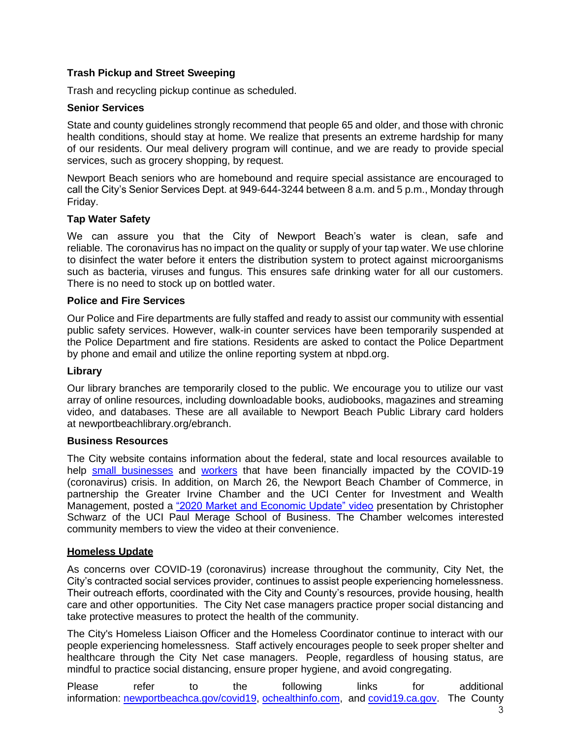### Trash Pickup and Street Sweeping

Trash and recycling pickup continue as scheduled.

### Senior Services

State and county guidelines strongly recommend that people 65 and older, and those with chronic health conditions, should stay at home. We realize that presents an extreme hardship for many of our residents. Our meal delivery program will continue, and we are ready to provide special services, such as grocery shopping, by request.

Newport Beach seniors who are homebound and require special assistance are encouraged to call the City's Senior Services Dept. at 949-644-3244 between 8 a.m. and 5 p.m., Monday through Friday.

### Tap Water Safety

We can assure you that the City of Newport Beach's water is clean, safe and reliable. The coronavirus has no impact on the quality or supply of your tap water. We use chlorine to disinfect the water before it enters the distribution system to protect against microorganisms such as bacteria, viruses and fungus. This ensures safe drinking water for all our customers. There is no need to stock up on bottled water.

### Police and Fire Services

Our Police and Fire departments are fully staffed and ready to assist our community with essential public safety services. However, walk-in counter services have been temporarily suspended at the Police Department and fire stations. Residents are asked to contact the Police Department by phone and email and utilize the online reporting system at nbpd.org.

### Library

Our library branches are temporarily closed to the public. We encourage you to utilize our vast array of online resources, including downloadable books, audiobooks, magazines and streaming video, and databases. These are all available to Newport Beach Public Library card holders at newportbeachlibrary.org/ebranch.

### Business Resources

The City website contains information about the federal, state and local resources available to help [small businesses] and [workers] that have been financially impacted by the COVID-19 (coronavirus) crisis. In addition, on March 26, the Newport Beach Chamber of Commerce, in partnership the Greater Irvine Chamber and the UCI Center for Investment and Wealth Management, posted a ["2020 Market and Economic Update" video] presentation by Christopher Schwarz of the UCI Paul Merage School of Business. The Chamber welcomes interested community members to view the video at their convenience.

## Homeless Update

As concerns over COVID-19 (coronavirus) increase throughout the community, City Net, the City's contracted social services provider, continues to assist people experiencing homelessness. Their outreach efforts, coordinated with the City and County's resources, provide housing, health care and other opportunities. The City Net case managers practice proper social distancing and take protective measures to protect the health of the community.

The City's Homeless Liaison Officer and the Homeless Coordinator continue to interact with our people experiencing homelessness. Staff actively encourages people to seek proper shelter and healthcare through the City Net case managers. People, regardless of housing status, are mindful to practice social distancing, ensure proper hygiene, and avoid congregating.

Please refer to the following links for additional information: newportbeachca.gov/covid19, ochealthinfo.com, and covid19.ca.gov. The County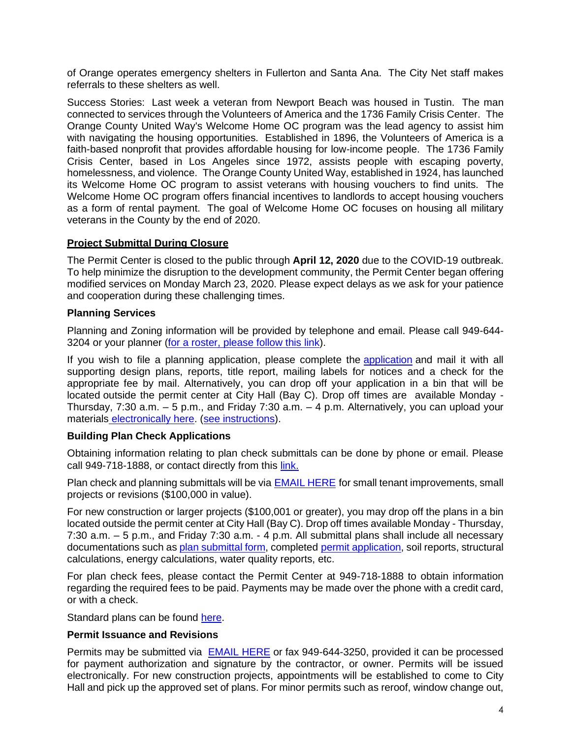of Orange operates emergency shelters in Fullerton and Santa Ana. The City Net staff makes referrals to these shelters as well.

Success Stories: Last week a veteran from Newport Beach was housed in Tustin. The man connected to services through the Volunteers of America and the 1736 Family Crisis Center. The Orange County United Way's Welcome Home OC program was the lead agency to assist him with navigating the housing opportunities. Established in 1896, the Volunteers of America is a faith-based nonprofit that provides affordable housing for low-income people. The 1736 Family Crisis Center, based in Los Angeles since 1972, assists people with escaping poverty, homelessness, and violence. The Orange County United Way, established in 1924, has launched its Welcome Home OC program to assist veterans with housing vouchers to find units. The Welcome Home OC program offers financial incentives to landlords to accept housing vouchers as a form of rental payment. The goal of Welcome Home OC focuses on housing all military veterans in the County by the end of 2020.

## Project Submittal During Closure

The Permit Center is closed to the public through **April 12, 2020** due to the COVID-19 outbreak. To help minimize the disruption to the development community, the Permit Center began offering modified services on Monday March 23, 2020. Please expect delays as we ask for your patience and cooperation during these challenging times.

### Planning Services

Planning and Zoning information will be provided by telephone and email. Please call 949-644-3204 or your planner (for a roster, please follow this link).

If you wish to file a planning application, please complete the application and mail it with all supporting design plans, reports, title report, mailing labels for notices and a check for the appropriate fee by mail. Alternatively, you can drop off your application in a bin that will be located outside the permit center at City Hall (Bay C). Drop off times are available Monday - Thursday, 7:30 a.m. – 5 p.m., and Friday 7:30 a.m. – 4 p.m. Alternatively, you can upload your materials electronically here. (see instructions).

### Building Plan Check Applications

Obtaining information relating to plan check submittals can be done by phone or email. Please call 949-718-1888, or contact directly from this link.

Plan check and planning submittals will be via EMAIL HERE for small tenant improvements, small projects or revisions ($100,000 in value).

For new construction or larger projects ($100,001 or greater), you may drop off the plans in a bin located outside the permit center at City Hall (Bay C). Drop off times available Monday - Thursday, 7:30 a.m. – 5 p.m., and Friday 7:30 a.m. - 4 p.m. All submittal plans shall include all necessary documentations such as plan submittal form, completed permit application, soil reports, structural calculations, energy calculations, water quality reports, etc.

For plan check fees, please contact the Permit Center at 949-718-1888 to obtain information regarding the required fees to be paid. Payments may be made over the phone with a credit card, or with a check.

Standard plans can be found here.

### Permit Issuance and Revisions

Permits may be submitted via EMAIL HERE or fax 949-644-3250, provided it can be processed for payment authorization and signature by the contractor, or owner. Permits will be issued electronically. For new construction projects, appointments will be established to come to City Hall and pick up the approved set of plans. For minor permits such as reroof, window change out,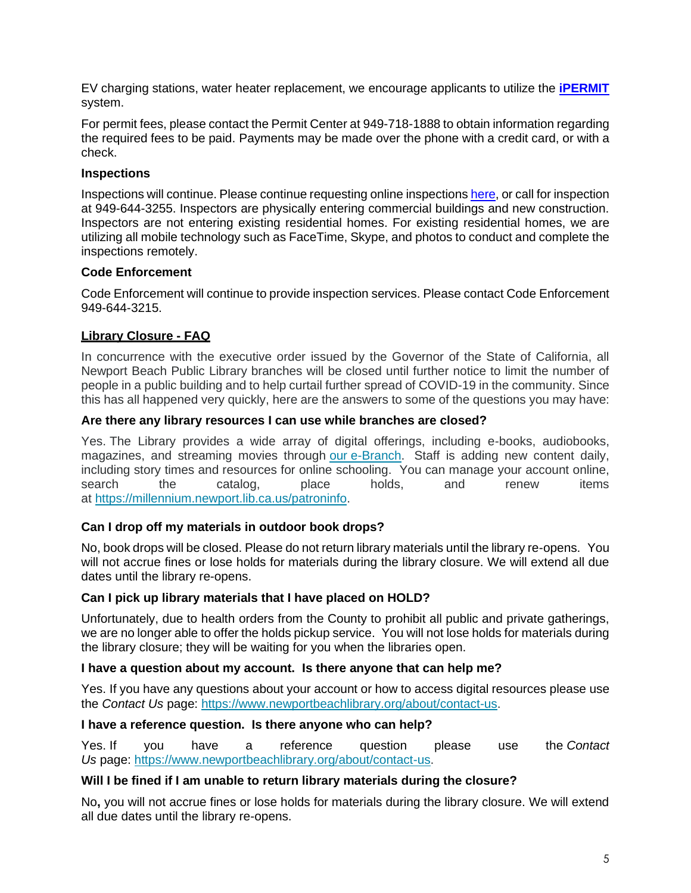EV charging stations, water heater replacement, we encourage applicants to utilize the **[iPERMIT](#)** system.

For permit fees, please contact the Permit Center at 949-718-1888 to obtain information regarding the required fees to be paid. Payments may be made over the phone with a credit card, or with a check.

**Inspections**

Inspections will continue. Please continue requesting online inspections [here](#), or call for inspection at 949-644-3255. Inspectors are physically entering commercial buildings and new construction. Inspectors are not entering existing residential homes. For existing residential homes, we are utilizing all mobile technology such as FaceTime, Skype, and photos to conduct and complete the inspections remotely.

**Code Enforcement**

Code Enforcement will continue to provide inspection services. Please contact Code Enforcement 949-644-3215.

## Library Closure - FAQ

In concurrence with the executive order issued by the Governor of the State of California, all Newport Beach Public Library branches will be closed until further notice to limit the number of people in a public building and to help curtail further spread of COVID-19 in the community. Since this has all happened very quickly, here are the answers to some of the questions you may have:

**Are there any library resources I can use while branches are closed?**

Yes. The Library provides a wide array of digital offerings, including e-books, audiobooks, magazines, and streaming movies through [our e-Branch](#). Staff is adding new content daily, including story times and resources for online schooling. You can manage your account online, search the catalog, place holds, and renew items at https://millennium.newport.lib.ca.us/patroninfo.

**Can I drop off my materials in outdoor book drops?**

No, book drops will be closed. Please do not return library materials until the library re-opens. You will not accrue fines or lose holds for materials during the library closure. We will extend all due dates until the library re-opens.

**Can I pick up library materials that I have placed on HOLD?**

Unfortunately, due to health orders from the County to prohibit all public and private gatherings, we are no longer able to offer the holds pickup service. You will not lose holds for materials during the library closure; they will be waiting for you when the libraries open.

**I have a question about my account. Is there anyone that can help me?**

Yes. If you have any questions about your account or how to access digital resources please use the *Contact Us* page: https://www.newportbeachlibrary.org/about/contact-us.

**I have a reference question. Is there anyone who can help?**

Yes. If you have a reference question please use the *Contact Us* page: https://www.newportbeachlibrary.org/about/contact-us.

**Will I be fined if I am unable to return library materials during the closure?**

No**,** you will not accrue fines or lose holds for materials during the library closure. We will extend all due dates until the library re-opens.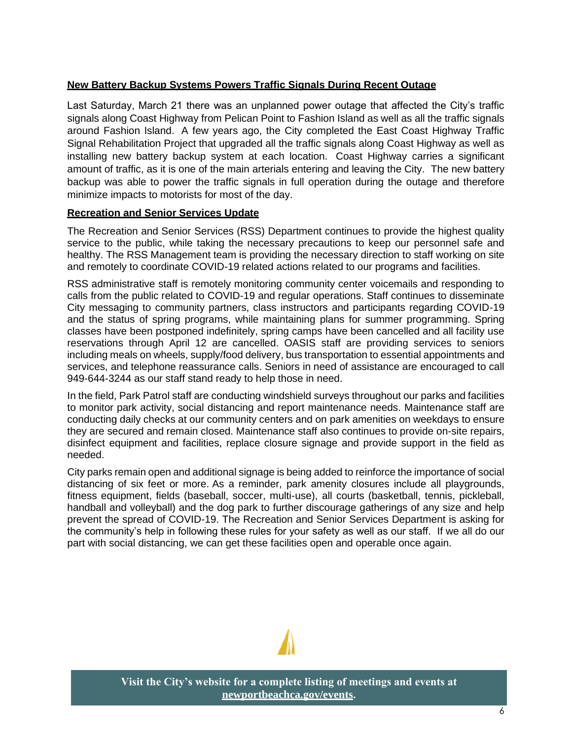**New Battery Backup Systems Powers Traffic Signals During Recent Outage**

Last Saturday, March 21 there was an unplanned power outage that affected the City's traffic signals along Coast Highway from Pelican Point to Fashion Island as well as all the traffic signals around Fashion Island. A few years ago, the City completed the East Coast Highway Traffic Signal Rehabilitation Project that upgraded all the traffic signals along Coast Highway as well as installing new battery backup system at each location. Coast Highway carries a significant amount of traffic, as it is one of the main arterials entering and leaving the City. The new battery backup was able to power the traffic signals in full operation during the outage and therefore minimize impacts to motorists for most of the day.

**Recreation and Senior Services Update**

The Recreation and Senior Services (RSS) Department continues to provide the highest quality service to the public, while taking the necessary precautions to keep our personnel safe and healthy. The RSS Management team is providing the necessary direction to staff working on site and remotely to coordinate COVID-19 related actions related to our programs and facilities.

RSS administrative staff is remotely monitoring community center voicemails and responding to calls from the public related to COVID-19 and regular operations. Staff continues to disseminate City messaging to community partners, class instructors and participants regarding COVID-19 and the status of spring programs, while maintaining plans for summer programming. Spring classes have been postponed indefinitely, spring camps have been cancelled and all facility use reservations through April 12 are cancelled. OASIS staff are providing services to seniors including meals on wheels, supply/food delivery, bus transportation to essential appointments and services, and telephone reassurance calls. Seniors in need of assistance are encouraged to call 949-644-3244 as our staff stand ready to help those in need.

In the field, Park Patrol staff are conducting windshield surveys throughout our parks and facilities to monitor park activity, social distancing and report maintenance needs. Maintenance staff are conducting daily checks at our community centers and on park amenities on weekdays to ensure they are secured and remain closed. Maintenance staff also continues to provide on-site repairs, disinfect equipment and facilities, replace closure signage and provide support in the field as needed.

City parks remain open and additional signage is being added to reinforce the importance of social distancing of six feet or more. As a reminder, park amenity closures include all playgrounds, fitness equipment, fields (baseball, soccer, multi-use), all courts (basketball, tennis, pickleball, handball and volleyball) and the dog park to further discourage gatherings of any size and help prevent the spread of COVID-19. The Recreation and Senior Services Department is asking for the community's help in following these rules for your safety as well as our staff. If we all do our part with social distancing, we can get these facilities open and operable once again.

**Visit the City's website for a complete listing of meetings and events at newportbeachca.gov/events.**